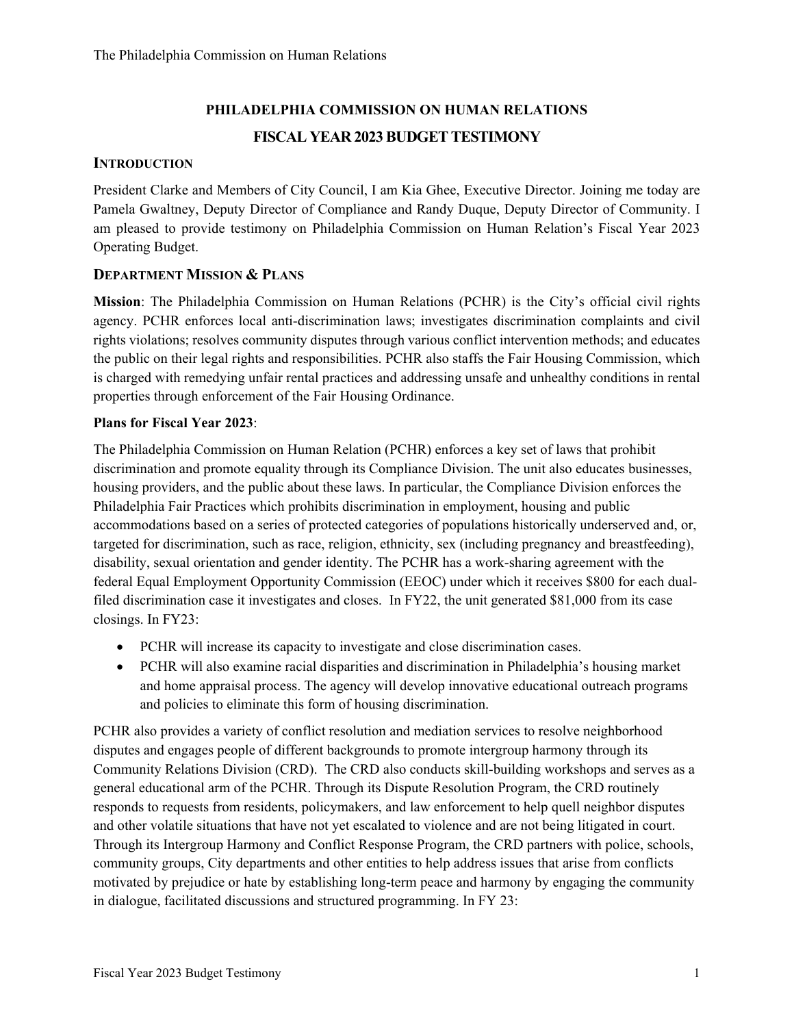## PHILADELPHIA COMMISSION ON HUMAN RELATIONS

## FISCAL YEAR 2023 BUDGET TESTIMONY

### INTRODUCTION

President Clarke and Members of City Council, I am Kia Ghee, Executive Director. Joining me today are Pamela Gwaltney, Deputy Director of Compliance and Randy Duque, Deputy Director of Community. I am pleased to provide testimony on Philadelphia Commission on Human Relation's Fiscal Year 2023 Operating Budget.

### DEPARTMENT MISSION & PLANS

**Mission**: The Philadelphia Commission on Human Relations (PCHR) is the City's official civil rights agency. PCHR enforces local anti-discrimination laws; investigates discrimination complaints and civil rights violations; resolves community disputes through various conflict intervention methods; and educates the public on their legal rights and responsibilities. PCHR also staffs the Fair Housing Commission, which is charged with remedying unfair rental practices and addressing unsafe and unhealthy conditions in rental properties through enforcement of the Fair Housing Ordinance.

**Plans for Fiscal Year 2023**:

The Philadelphia Commission on Human Relation (PCHR) enforces a key set of laws that prohibit discrimination and promote equality through its Compliance Division. The unit also educates businesses, housing providers, and the public about these laws. In particular, the Compliance Division enforces the Philadelphia Fair Practices which prohibits discrimination in employment, housing and public accommodations based on a series of protected categories of populations historically underserved and, or, targeted for discrimination, such as race, religion, ethnicity, sex (including pregnancy and breastfeeding), disability, sexual orientation and gender identity. The PCHR has a work-sharing agreement with the federal Equal Employment Opportunity Commission (EEOC) under which it receives $800 for each dual-filed discrimination case it investigates and closes. In FY22, the unit generated $81,000 from its case closings. In FY23:

- PCHR will increase its capacity to investigate and close discrimination cases.
- PCHR will also examine racial disparities and discrimination in Philadelphia's housing market and home appraisal process. The agency will develop innovative educational outreach programs and policies to eliminate this form of housing discrimination.

PCHR also provides a variety of conflict resolution and mediation services to resolve neighborhood disputes and engages people of different backgrounds to promote intergroup harmony through its Community Relations Division (CRD). The CRD also conducts skill-building workshops and serves as a general educational arm of the PCHR. Through its Dispute Resolution Program, the CRD routinely responds to requests from residents, policymakers, and law enforcement to help quell neighbor disputes and other volatile situations that have not yet escalated to violence and are not being litigated in court. Through its Intergroup Harmony and Conflict Response Program, the CRD partners with police, schools, community groups, City departments and other entities to help address issues that arise from conflicts motivated by prejudice or hate by establishing long-term peace and harmony by engaging the community in dialogue, facilitated discussions and structured programming. In FY 23: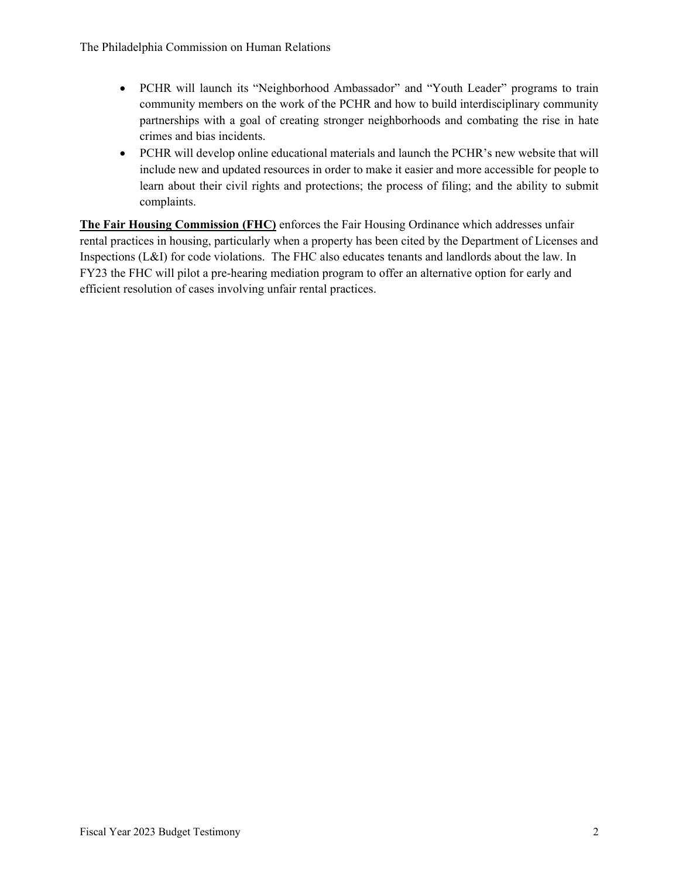- PCHR will launch its "Neighborhood Ambassador" and "Youth Leader" programs to train community members on the work of the PCHR and how to build interdisciplinary community partnerships with a goal of creating stronger neighborhoods and combating the rise in hate crimes and bias incidents.
- PCHR will develop online educational materials and launch the PCHR's new website that will include new and updated resources in order to make it easier and more accessible for people to learn about their civil rights and protections; the process of filing; and the ability to submit complaints.

**The Fair Housing Commission (FHC)** enforces the Fair Housing Ordinance which addresses unfair rental practices in housing, particularly when a property has been cited by the Department of Licenses and Inspections (L&I) for code violations. The FHC also educates tenants and landlords about the law. In FY23 the FHC will pilot a pre-hearing mediation program to offer an alternative option for early and efficient resolution of cases involving unfair rental practices.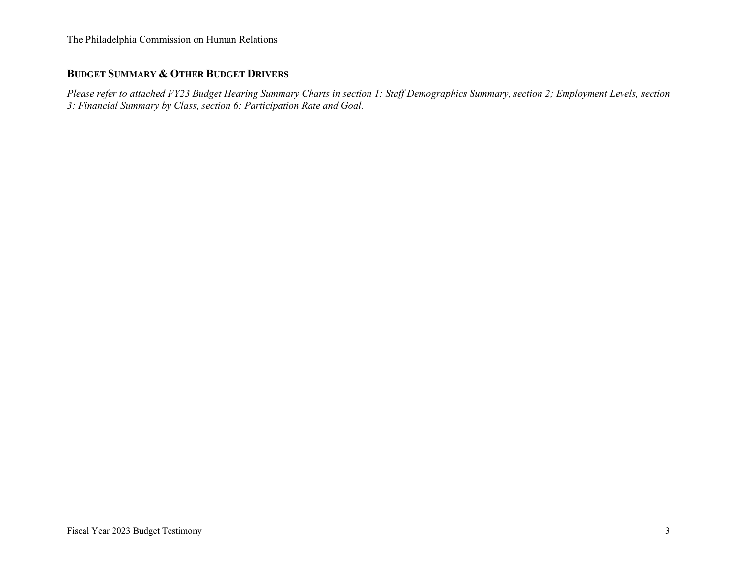## Budget Summary & Other Budget Drivers

*Please refer to attached FY23 Budget Hearing Summary Charts in section 1: Staff Demographics Summary, section 2; Employment Levels, section 3: Financial Summary by Class, section 6: Participation Rate and Goal.*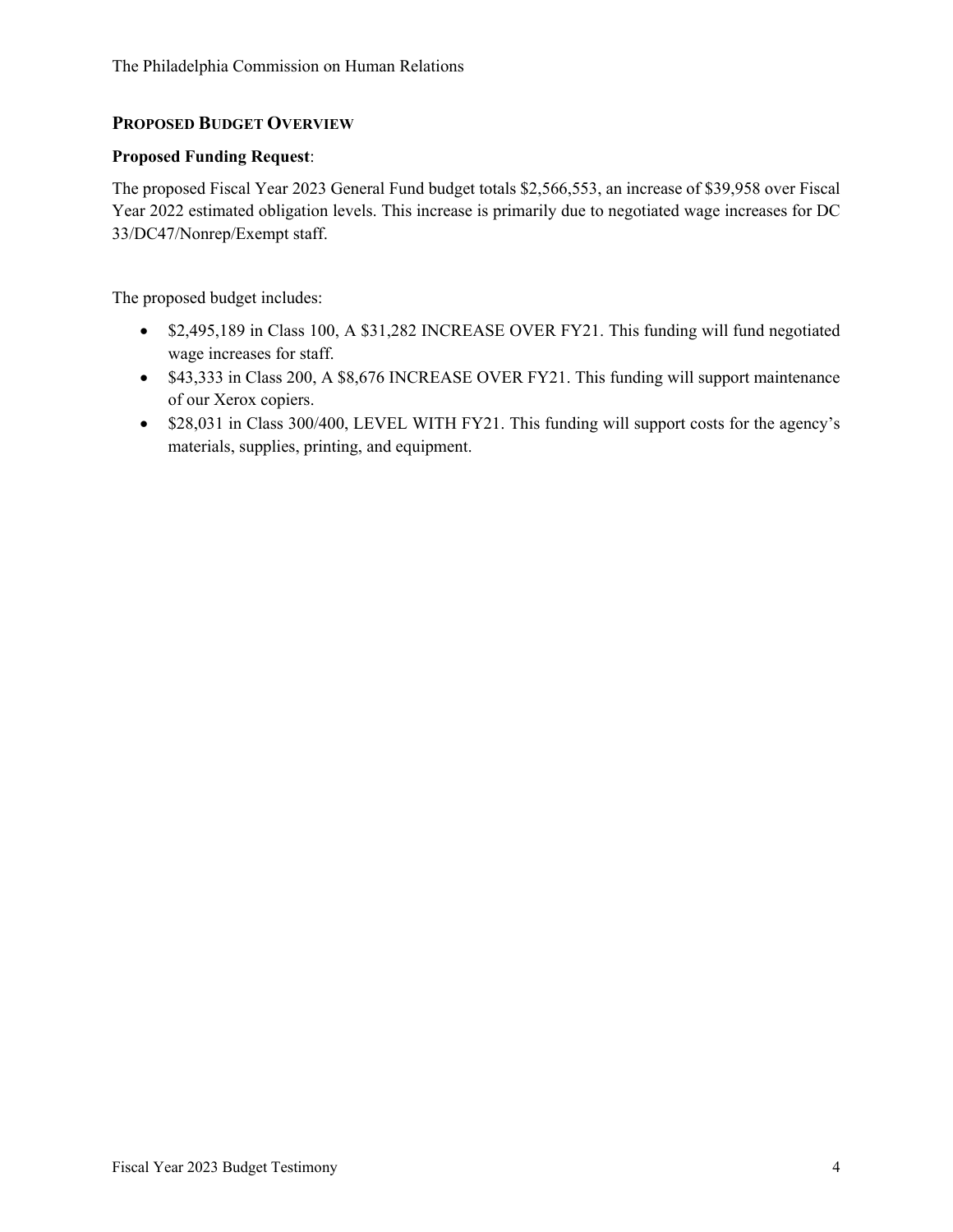## PROPOSED BUDGET OVERVIEW

**Proposed Funding Request**:

The proposed Fiscal Year 2023 General Fund budget totals $2,566,553, an increase of $39,958 over Fiscal Year 2022 estimated obligation levels. This increase is primarily due to negotiated wage increases for DC 33/DC47/Nonrep/Exempt staff.

The proposed budget includes:

- $2,495,189 in Class 100, A $31,282 INCREASE OVER FY21. This funding will fund negotiated wage increases for staff.
- $43,333 in Class 200, A $8,676 INCREASE OVER FY21. This funding will support maintenance of our Xerox copiers.
- $28,031 in Class 300/400, LEVEL WITH FY21. This funding will support costs for the agency's materials, supplies, printing, and equipment.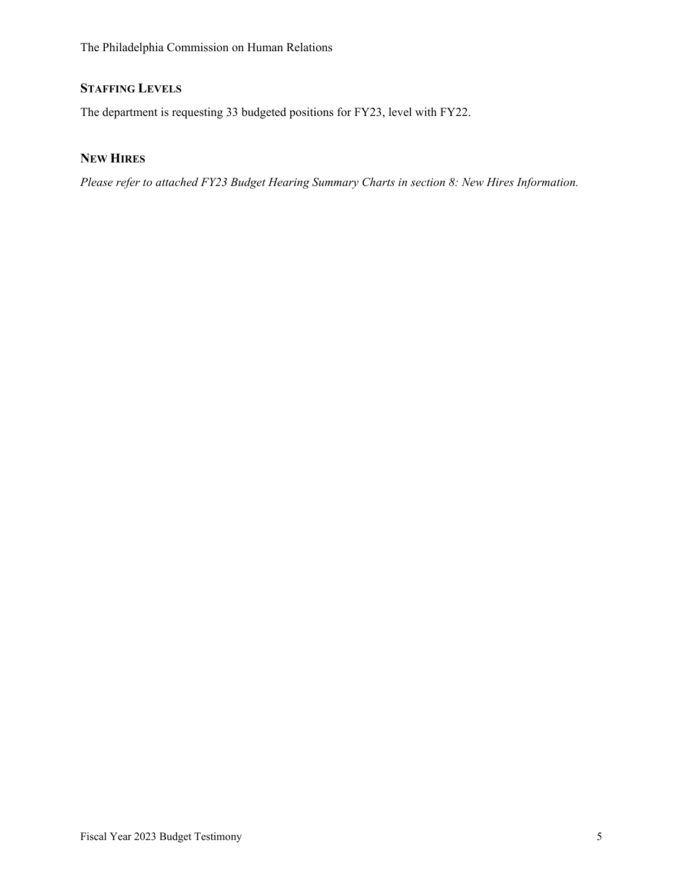## STAFFING LEVELS

The department is requesting 33 budgeted positions for FY23, level with FY22.

## NEW HIRES

*Please refer to attached FY23 Budget Hearing Summary Charts in section 8: New Hires Information.*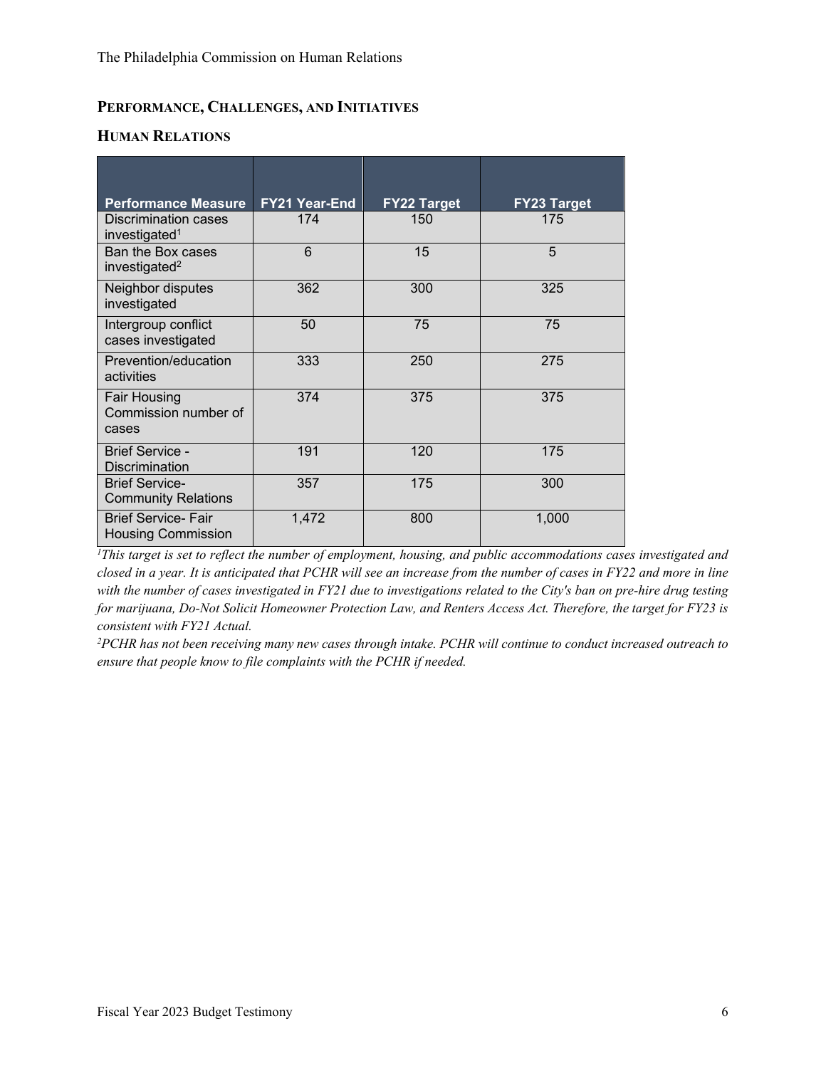## PERFORMANCE, CHALLENGES, AND INITIATIVES

### HUMAN RELATIONS

| Performance Measure | FY21 Year-End | FY22 Target | FY23 Target |
|---|---|---|---|
| Discrimination cases investigated[1] | 174 | 150 | 175 |
| Ban the Box cases investigated[2] | 6 | 15 | 5 |
| Neighbor disputes investigated | 362 | 300 | 325 |
| Intergroup conflict cases investigated | 50 | 75 | 75 |
| Prevention/education activities | 333 | 250 | 275 |
| Fair Housing Commission number of cases | 374 | 375 | 375 |
| Brief Service - Discrimination | 191 | 120 | 175 |
| Brief Service- Community Relations | 357 | 175 | 300 |
| Brief Service- Fair Housing Commission | 1,472 | 800 | 1,000 |

*[1]This target is set to reflect the number of employment, housing, and public accommodations cases investigated and closed in a year. It is anticipated that PCHR will see an increase from the number of cases in FY22 and more in line with the number of cases investigated in FY21 due to investigations related to the City's ban on pre-hire drug testing for marijuana, Do-Not Solicit Homeowner Protection Law, and Renters Access Act. Therefore, the target for FY23 is consistent with FY21 Actual.*

*[2]PCHR has not been receiving many new cases through intake. PCHR will continue to conduct increased outreach to ensure that people know to file complaints with the PCHR if needed.*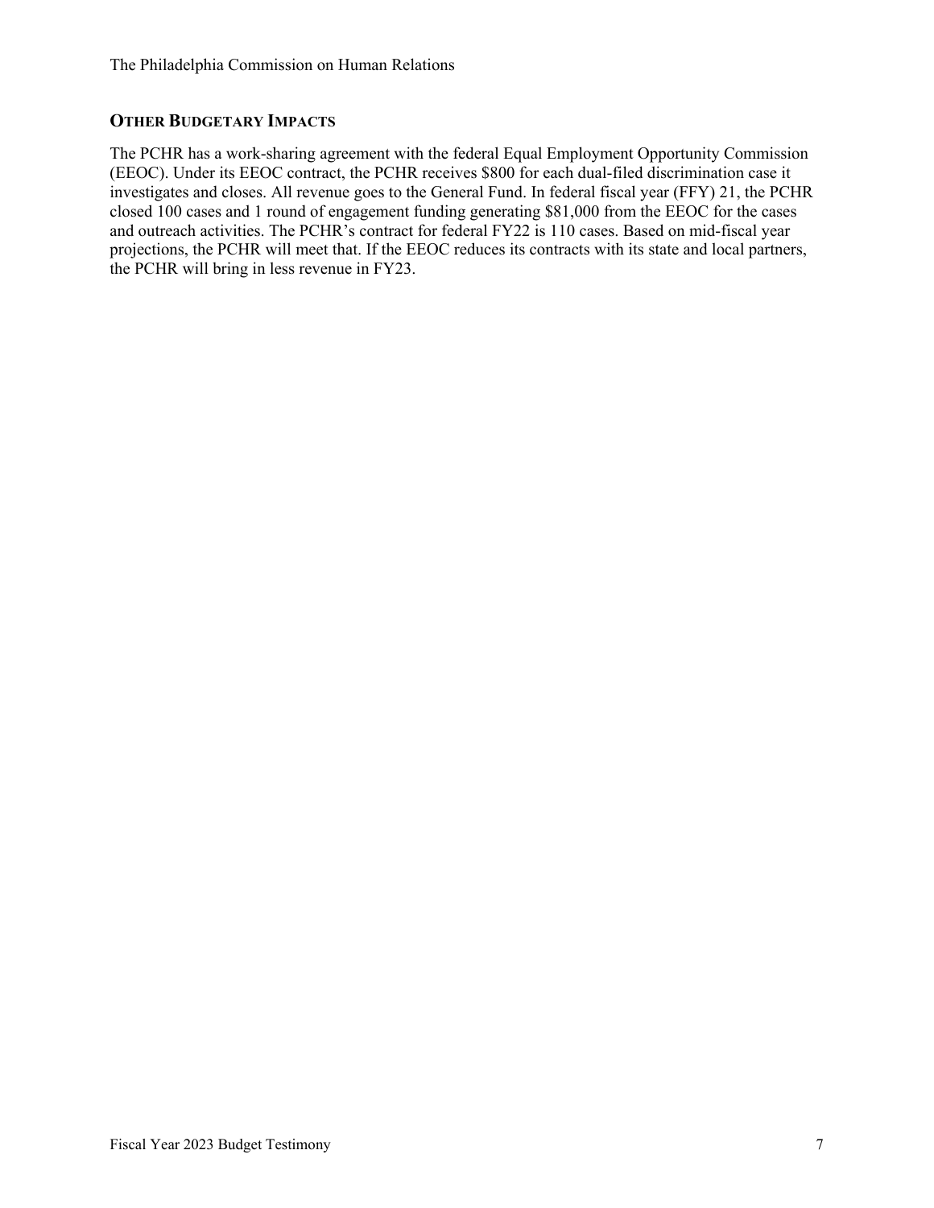## OTHER BUDGETARY IMPACTS

The PCHR has a work-sharing agreement with the federal Equal Employment Opportunity Commission (EEOC). Under its EEOC contract, the PCHR receives $800 for each dual-filed discrimination case it investigates and closes. All revenue goes to the General Fund. In federal fiscal year (FFY) 21, the PCHR closed 100 cases and 1 round of engagement funding generating $81,000 from the EEOC for the cases and outreach activities. The PCHR's contract for federal FY22 is 110 cases. Based on mid-fiscal year projections, the PCHR will meet that. If the EEOC reduces its contracts with its state and local partners, the PCHR will bring in less revenue in FY23.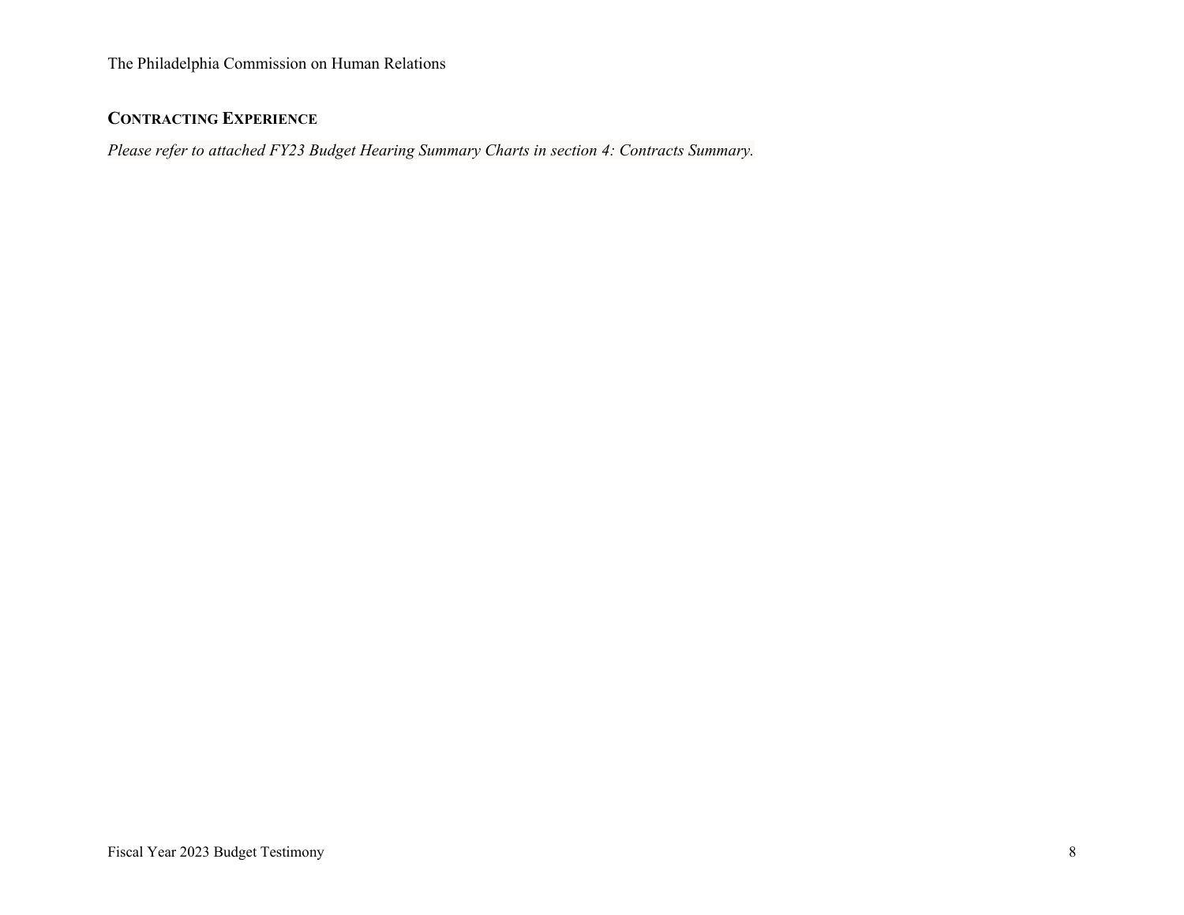## Contracting Experience

*Please refer to attached FY23 Budget Hearing Summary Charts in section 4: Contracts Summary.*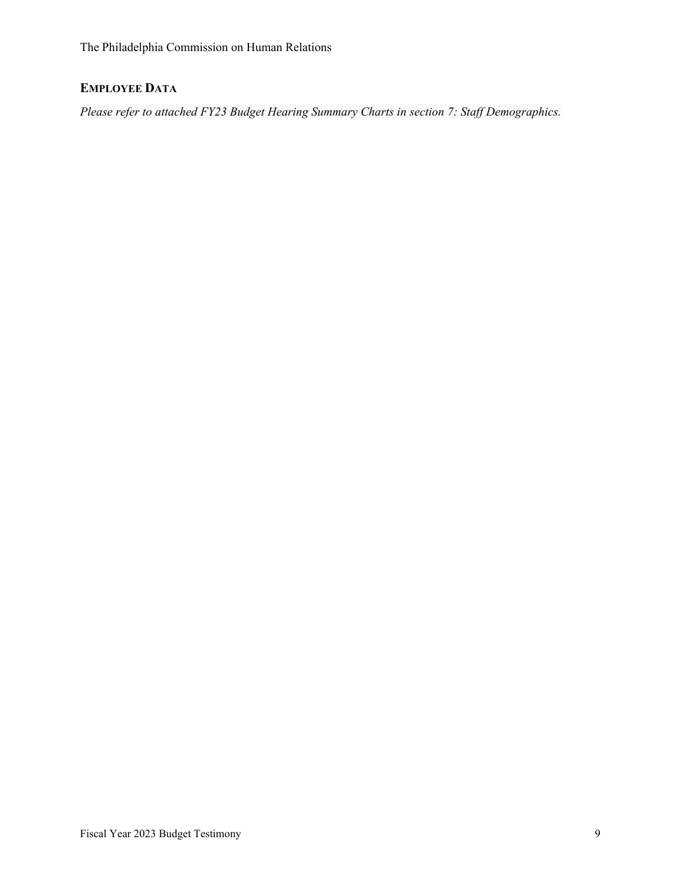## Employee Data

*Please refer to attached FY23 Budget Hearing Summary Charts in section 7: Staff Demographics.*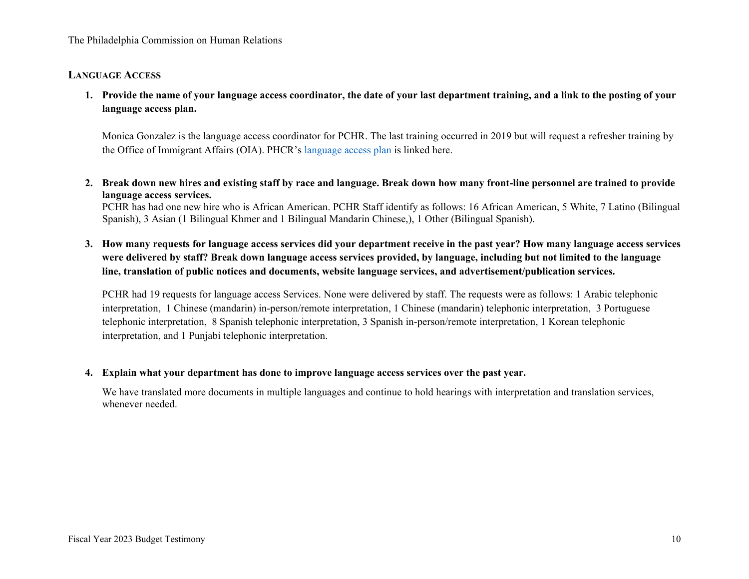## Language Access

1. **Provide the name of your language access coordinator, the date of your last department training, and a link to the posting of your language access plan.**

   Monica Gonzalez is the language access coordinator for PCHR. The last training occurred in 2019 but will request a refresher training by the Office of Immigrant Affairs (OIA). PHCR's language access plan is linked here.

2. **Break down new hires and existing staff by race and language. Break down how many front-line personnel are trained to provide language access services.**

   PCHR has had one new hire who is African American. PCHR Staff identify as follows: 16 African American, 5 White, 7 Latino (Bilingual Spanish), 3 Asian (1 Bilingual Khmer and 1 Bilingual Mandarin Chinese,), 1 Other (Bilingual Spanish).

3. **How many requests for language access services did your department receive in the past year? How many language access services were delivered by staff? Break down language access services provided, by language, including but not limited to the language line, translation of public notices and documents, website language services, and advertisement/publication services.**

   PCHR had 19 requests for language access Services. None were delivered by staff. The requests were as follows: 1 Arabic telephonic interpretation, 1 Chinese (mandarin) in-person/remote interpretation, 1 Chinese (mandarin) telephonic interpretation, 3 Portuguese telephonic interpretation, 8 Spanish telephonic interpretation, 3 Spanish in-person/remote interpretation, 1 Korean telephonic interpretation, and 1 Punjabi telephonic interpretation.

4. **Explain what your department has done to improve language access services over the past year.**

   We have translated more documents in multiple languages and continue to hold hearings with interpretation and translation services, whenever needed.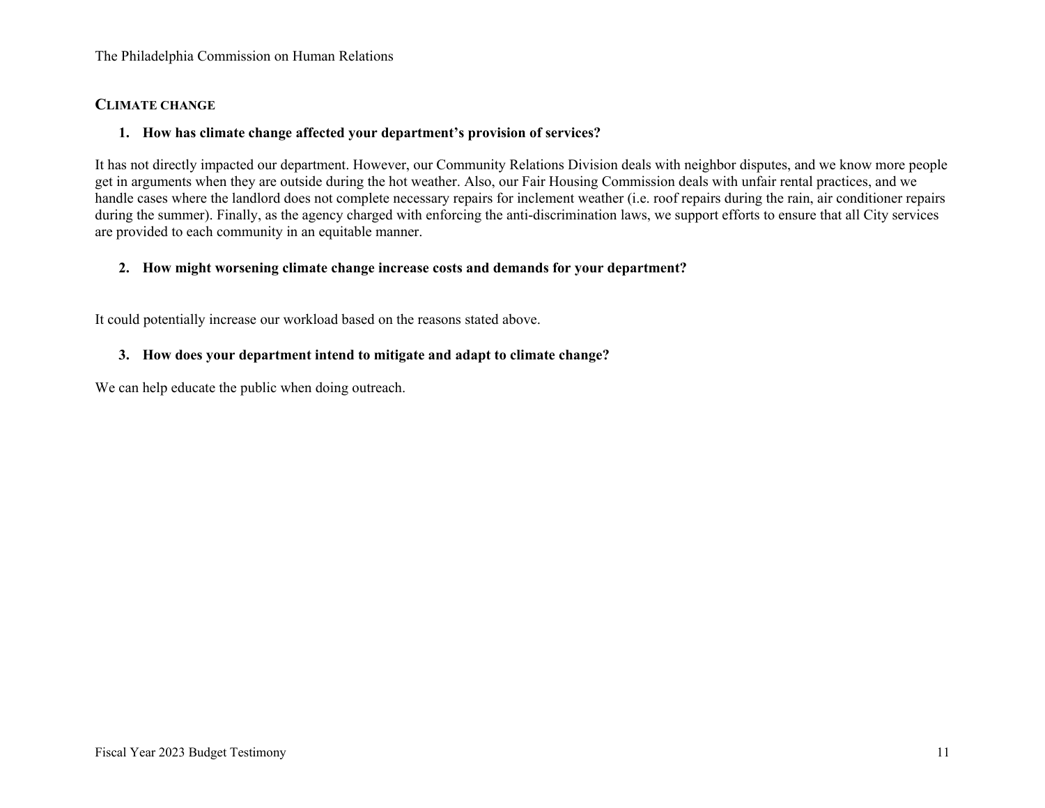## CLIMATE CHANGE

**1. How has climate change affected your department's provision of services?**

It has not directly impacted our department. However, our Community Relations Division deals with neighbor disputes, and we know more people get in arguments when they are outside during the hot weather. Also, our Fair Housing Commission deals with unfair rental practices, and we handle cases where the landlord does not complete necessary repairs for inclement weather (i.e. roof repairs during the rain, air conditioner repairs during the summer). Finally, as the agency charged with enforcing the anti-discrimination laws, we support efforts to ensure that all City services are provided to each community in an equitable manner.

**2. How might worsening climate change increase costs and demands for your department?**

It could potentially increase our workload based on the reasons stated above.

**3. How does your department intend to mitigate and adapt to climate change?**

We can help educate the public when doing outreach.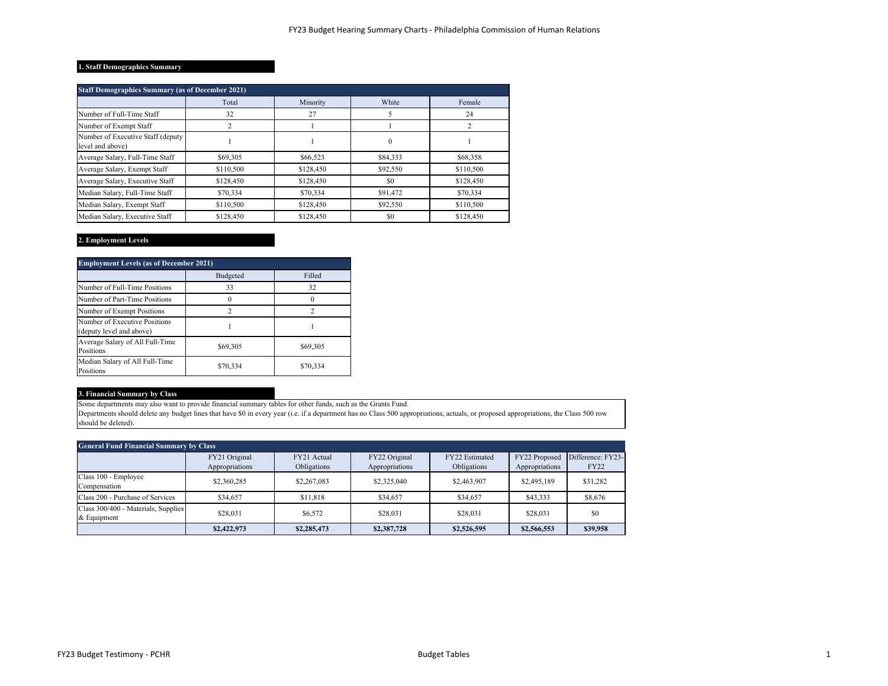### 1. Staff Demographics Summary

| Staff Demographics Summary (as of December 2021) | | | | |
|---|---|---|---|---|
| | Total | Minority | White | Female |
| Number of Full-Time Staff | 32 | 27 | 5 | 24 |
| Number of Exempt Staff | 2 | 1 | 1 | 2 |
| Number of Executive Staff (deputy level and above) | 1 | 1 | 0 | 1 |
| Average Salary, Full-Time Staff | $69,305 | $66,523 | $84,333 | $68,358 |
| Average Salary, Exempt Staff | $110,500 | $128,450 | $92,550 | $110,500 |
| Average Salary, Executive Staff | $128,450 | $128,450 | $0 | $128,450 |
| Median Salary, Full-Time Staff | $70,334 | $70,334 | $91,472 | $70,334 |
| Median Salary, Exempt Staff | $110,500 | $128,450 | $92,550 | $110,500 |
| Median Salary, Executive Staff | $128,450 | $128,450 | $0 | $128,450 |

### 2. Employment Levels

| Employment Levels (as of December 2021) | | |
|---|---|---|
| | Budgeted | Filled |
| Number of Full-Time Positions | 33 | 32 |
| Number of Part-Time Positions | 0 | 0 |
| Number of Exempt Positions | 2 | 2 |
| Number of Executive Positions (deputy level and above) | 1 | 1 |
| Average Salary of All Full-Time Positions | $69,305 | $69,305 |
| Median Salary of All Full-Time Positions | $70,334 | $70,334 |

### 3. Financial Summary by Class

Some departments may also want to provide financial summary tables for other funds, such as the Grants Fund.
Departments should delete any budget lines that have $0 in every year (i.e. if a department has no Class 500 appropriations, actuals, or proposed appropriations, the Class 500 row should be deleted).

| General Fund Financial Summary by Class | | | | | | |
|---|---|---|---|---|---|---|
| | FY21 Original Appropriations | FY21 Actual Obligations | FY22 Original Appropriations | FY22 Estimated Obligations | FY22 Proposed Appropriations | Difference: FY23-FY22 |
| Class 100 - Employee Compensation | $2,360,285 | $2,267,083 | $2,325,040 | $2,463,907 | $2,495,189 | $31,282 |
| Class 200 - Purchase of Services | $34,657 | $11,818 | $34,657 | $34,657 | $43,333 | $8,676 |
| Class 300/400 - Materials, Supplies & Equipment | $28,031 | $6,572 | $28,031 | $28,031 | $28,031 | $0 |
| | **$2,422,973** | **$2,285,473** | **$2,387,728** | **$2,526,595** | **$2,566,553** | **$39,958** |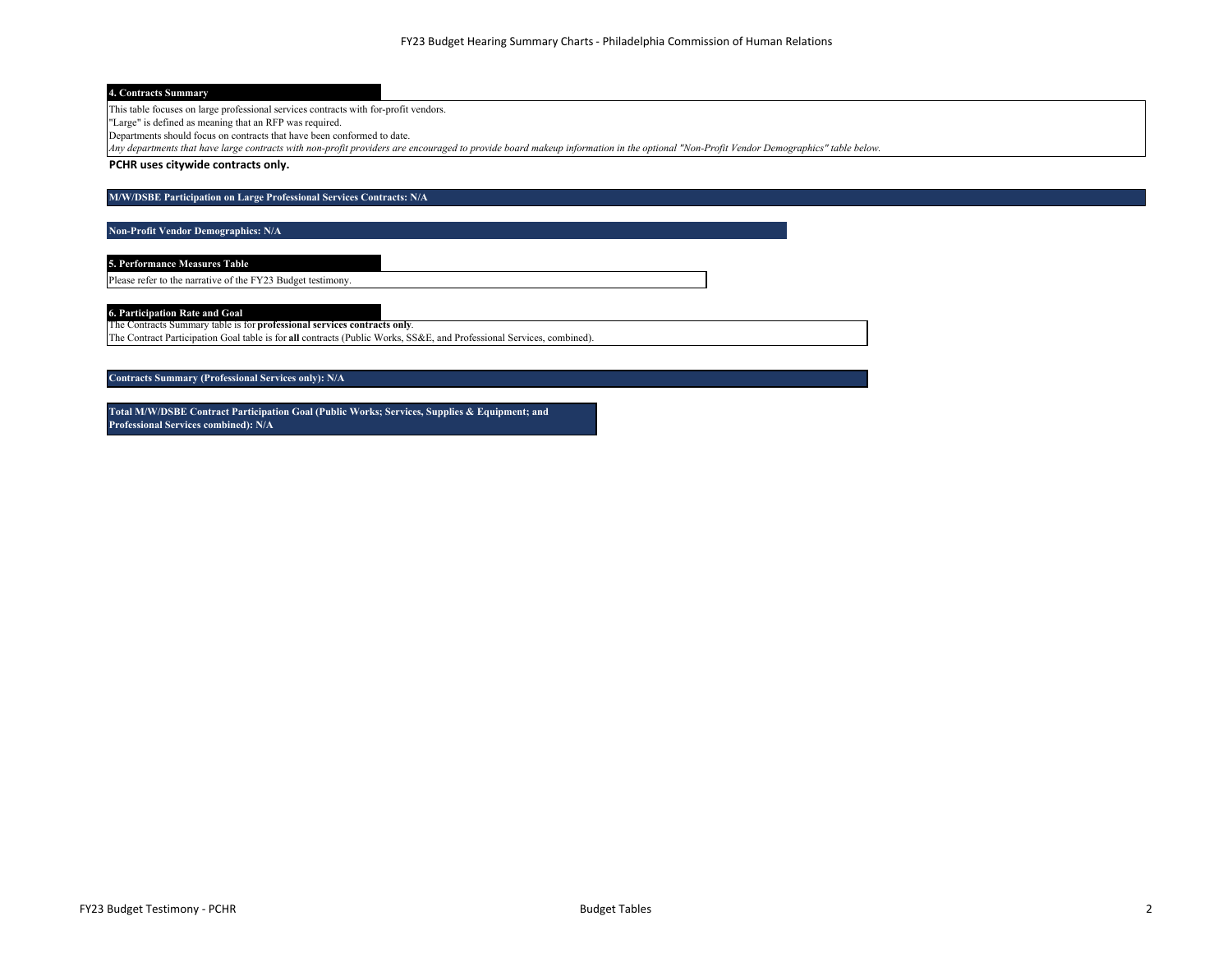## 4. Contracts Summary

This table focuses on large professional services contracts with for-profit vendors.
"Large" is defined as meaning that an RFP was required.
Departments should focus on contracts that have been conformed to date.
*Any departments that have large contracts with non-profit providers are encouraged to provide board makeup information in the optional "Non-Profit Vendor Demographics" table below.*

**PCHR uses citywide contracts only.**

**M/W/DSBE Participation on Large Professional Services Contracts: N/A**

**Non-Profit Vendor Demographics: N/A**

## 5. Performance Measures Table

Please refer to the narrative of the FY23 Budget testimony.

## 6. Participation Rate and Goal

The Contracts Summary table is for **professional services contracts only**.
The Contract Participation Goal table is for **all** contracts (Public Works, SS&E, and Professional Services, combined).

**Contracts Summary (Professional Services only): N/A**

**Total M/W/DSBE Contract Participation Goal (Public Works; Services, Supplies & Equipment; and Professional Services combined): N/A**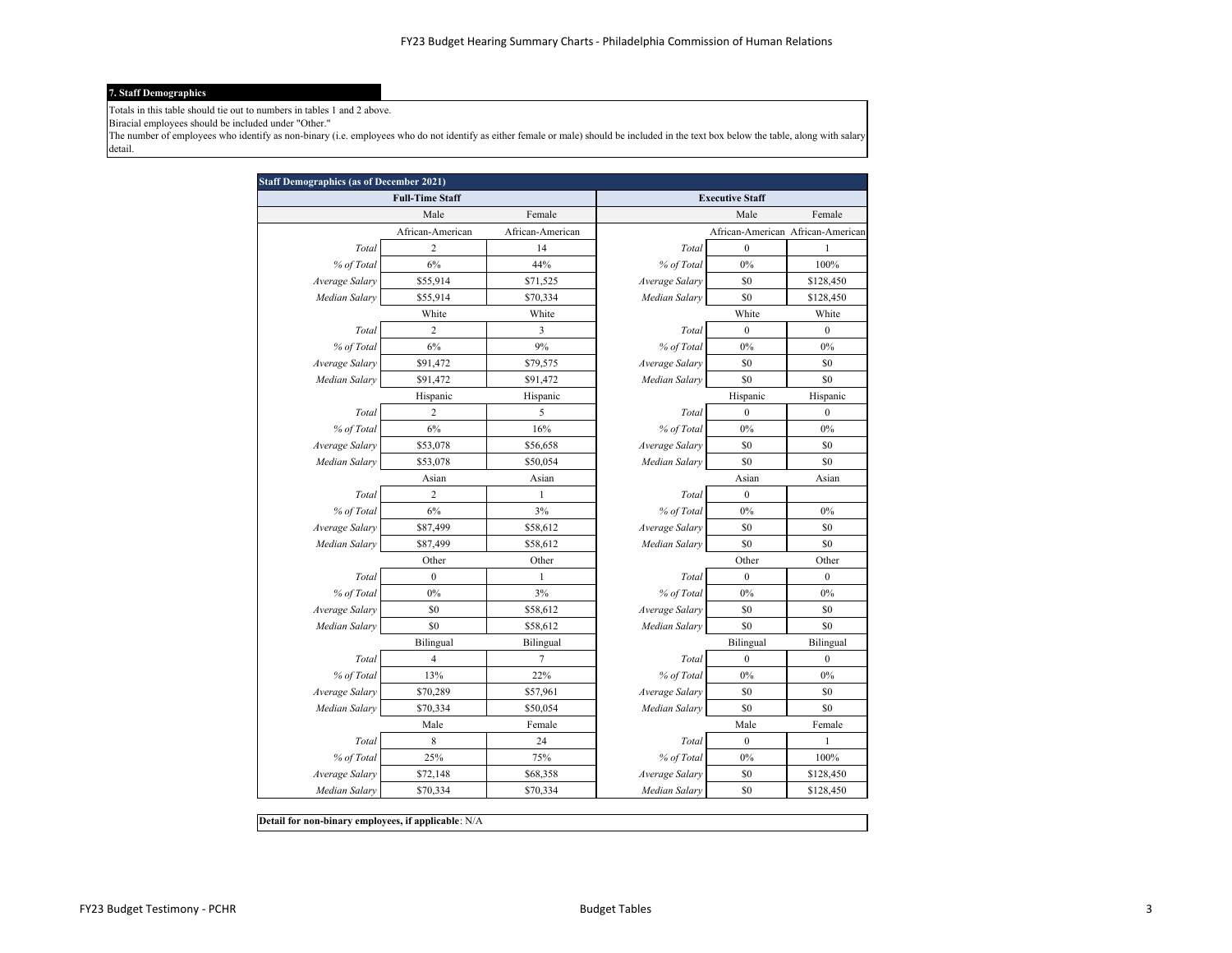## 7. Staff Demographics

Totals in this table should tie out to numbers in tables 1 and 2 above.
Biracial employees should be included under "Other."
The number of employees who identify as non-binary (i.e. employees who do not identify as either female or male) should be included in the text box below the table, along with salary detail.

| Staff Demographics (as of December 2021) | | | | | |
|---|---|---|---|---|---|
| **Full-Time Staff** | | | **Executive Staff** | | |
| | Male | Female | | Male | Female |
| | African-American | African-American | | African-American | African-American |
| *Total* | 2 | 14 | *Total* | 0 | 1 |
| *% of Total* | 6% | 44% | *% of Total* | 0% | 100% |
| *Average Salary* | $55,914 | $71,525 | *Average Salary* | $0 | $128,450 |
| *Median Salary* | $55,914 | $70,334 | *Median Salary* | $0 | $128,450 |
| | White | White | | White | White |
| *Total* | 2 | 3 | *Total* | 0 | 0 |
| *% of Total* | 6% | 9% | *% of Total* | 0% | 0% |
| *Average Salary* | $91,472 | $79,575 | *Average Salary* | $0 | $0 |
| *Median Salary* | $91,472 | $91,472 | *Median Salary* | $0 | $0 |
| | Hispanic | Hispanic | | Hispanic | Hispanic |
| *Total* | 2 | 5 | *Total* | 0 | 0 |
| *% of Total* | 6% | 16% | *% of Total* | 0% | 0% |
| *Average Salary* | $53,078 | $56,658 | *Average Salary* | $0 | $0 |
| *Median Salary* | $53,078 | $50,054 | *Median Salary* | $0 | $0 |
| | Asian | Asian | | Asian | Asian |
| *Total* | 2 | 1 | *Total* | 0 | |
| *% of Total* | 6% | 3% | *% of Total* | 0% | 0% |
| *Average Salary* | $87,499 | $58,612 | *Average Salary* | $0 | $0 |
| *Median Salary* | $87,499 | $58,612 | *Median Salary* | $0 | $0 |
| | Other | Other | | Other | Other |
| *Total* | 0 | 1 | *Total* | 0 | 0 |
| *% of Total* | 0% | 3% | *% of Total* | 0% | 0% |
| *Average Salary* | $0 | $58,612 | *Average Salary* | $0 | $0 |
| *Median Salary* | $0 | $58,612 | *Median Salary* | $0 | $0 |
| | Bilingual | Bilingual | | Bilingual | Bilingual |
| *Total* | 4 | 7 | *Total* | 0 | 0 |
| *% of Total* | 13% | 22% | *% of Total* | 0% | 0% |
| *Average Salary* | $70,289 | $57,961 | *Average Salary* | $0 | $0 |
| *Median Salary* | $70,334 | $50,054 | *Median Salary* | $0 | $0 |
| | Male | Female | | Male | Female |
| *Total* | 8 | 24 | *Total* | 0 | 1 |
| *% of Total* | 25% | 75% | *% of Total* | 0% | 100% |
| *Average Salary* | $72,148 | $68,358 | *Average Salary* | $0 | $128,450 |
| *Median Salary* | $70,334 | $70,334 | *Median Salary* | $0 | $128,450 |

**Detail for non-binary employees, if applicable**: N/A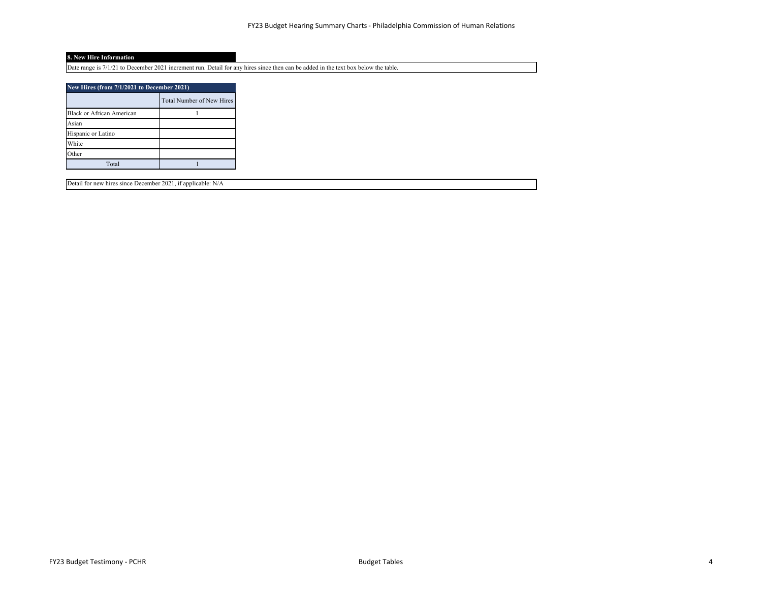**8. New Hire Information**

Date range is 7/1/21 to December 2021 increment run. Detail for any hires since then can be added in the text box below the table.

| New Hires (from 7/1/2021 to December 2021) | |
|---|---|
| | Total Number of New Hires |
| Black or African American | 1 |
| Asian | |
| Hispanic or Latino | |
| White | |
| Other | |
| Total | 1 |

Detail for new hires since December 2021, if applicable: N/A